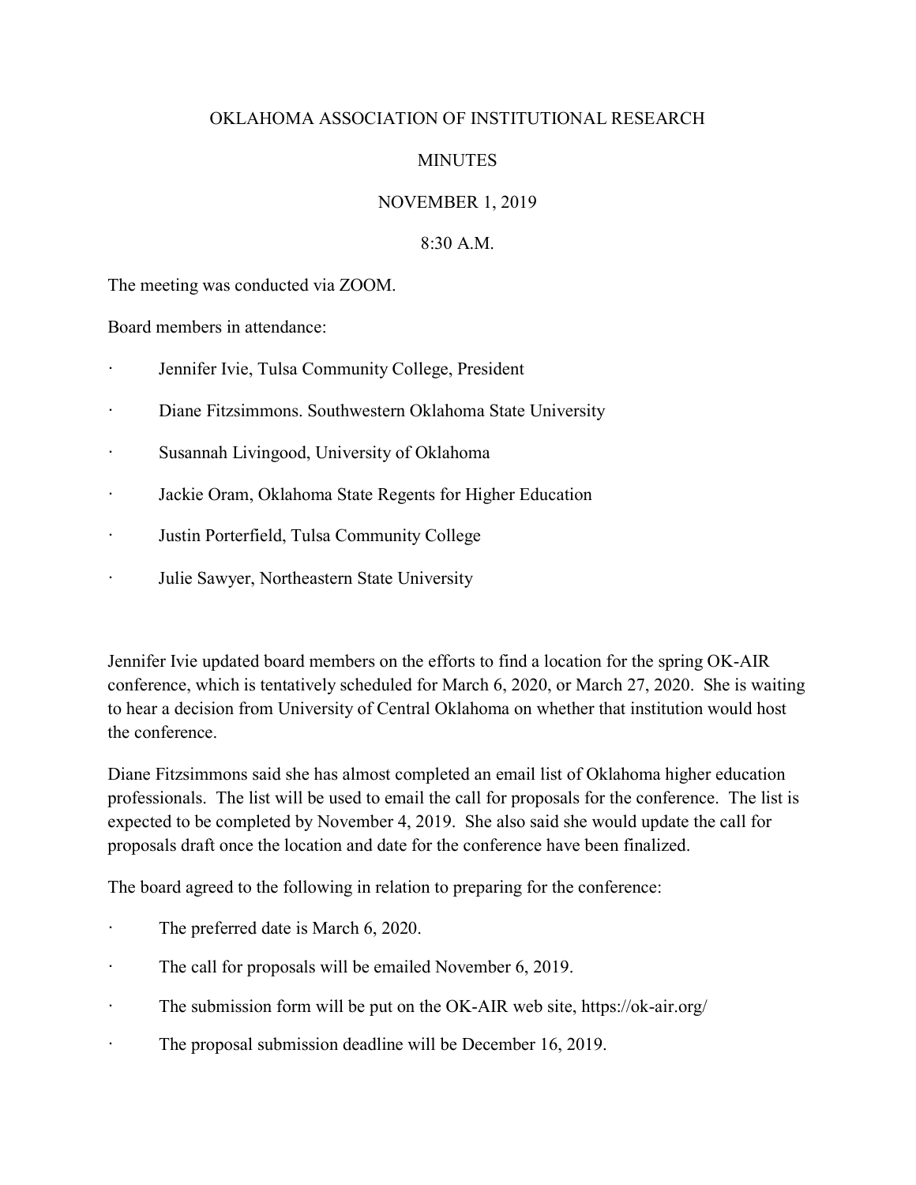OKLAHOMA ASSOCIATION OF INSTITUTIONAL RESEARCH

MINUTES

NOVEMBER 1, 2019

8:30 A.M.

The meeting was conducted via ZOOM.

Board members in attendance:

- Jennifer Ivie, Tulsa Community College, President
- Diane Fitzsimmons. Southwestern Oklahoma State University
- Susannah Livingood, University of Oklahoma
- Jackie Oram, Oklahoma State Regents for Higher Education
- Justin Porterfield, Tulsa Community College
- Julie Sawyer, Northeastern State University

Jennifer Ivie updated board members on the efforts to find a location for the spring OK-AIR conference, which is tentatively scheduled for March 6, 2020, or March 27, 2020. She is waiting to hear a decision from University of Central Oklahoma on whether that institution would host the conference.

Diane Fitzsimmons said she has almost completed an email list of Oklahoma higher education professionals. The list will be used to email the call for proposals for the conference. The list is expected to be completed by November 4, 2019. She also said she would update the call for proposals draft once the location and date for the conference have been finalized.

The board agreed to the following in relation to preparing for the conference:

- The preferred date is March 6, 2020.
- The call for proposals will be emailed November 6, 2019.
- The submission form will be put on the OK-AIR web site, https://ok-air.org/
- The proposal submission deadline will be December 16, 2019.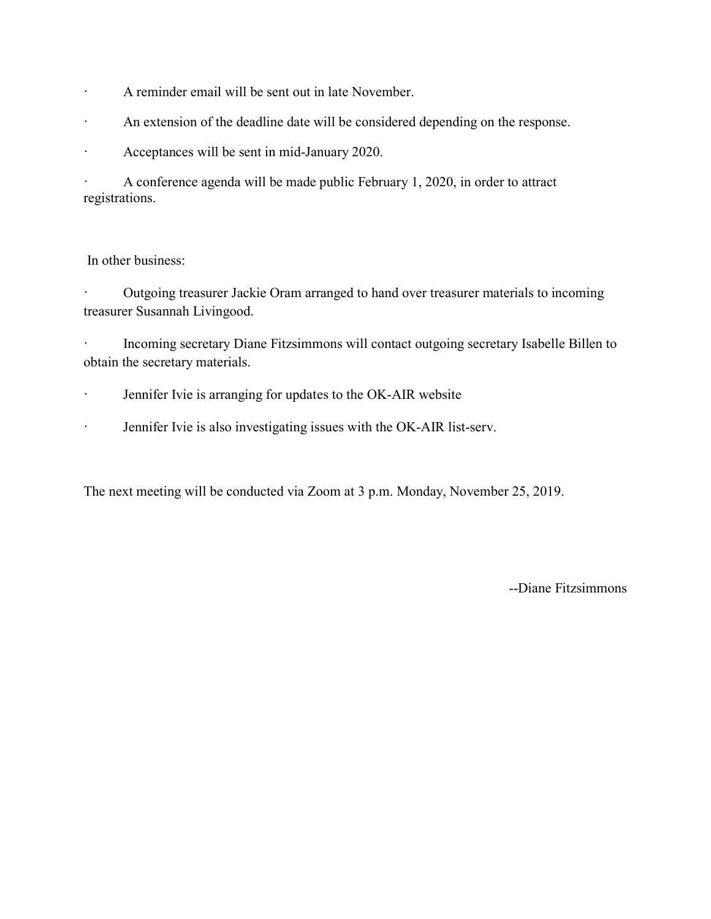- A reminder email will be sent out in late November.
- An extension of the deadline date will be considered depending on the response.
- Acceptances will be sent in mid-January 2020.
- A conference agenda will be made public February 1, 2020, in order to attract registrations.

In other business:

- Outgoing treasurer Jackie Oram arranged to hand over treasurer materials to incoming treasurer Susannah Livingood.
- Incoming secretary Diane Fitzsimmons will contact outgoing secretary Isabelle Billen to obtain the secretary materials.
- Jennifer Ivie is arranging for updates to the OK-AIR website
- Jennifer Ivie is also investigating issues with the OK-AIR list-serv.

The next meeting will be conducted via Zoom at 3 p.m. Monday, November 25, 2019.

--Diane Fitzsimmons